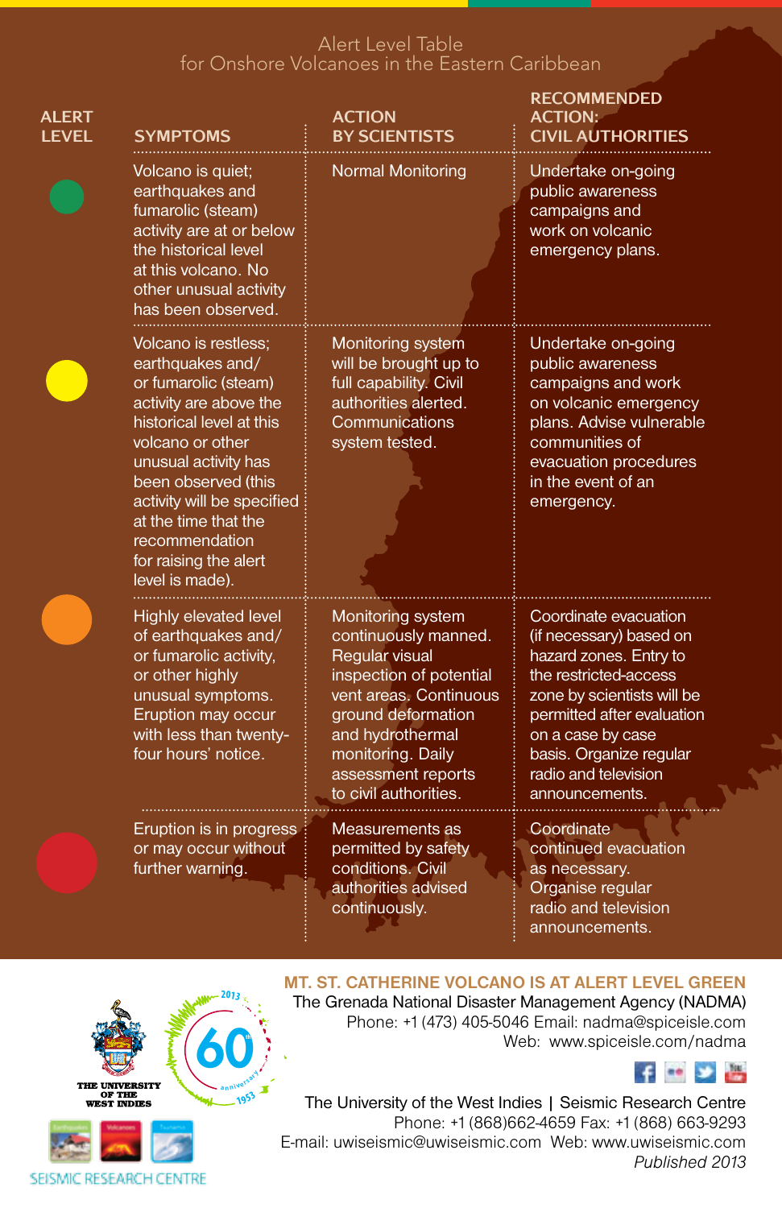# Alert Level Table
## for Onshore Volcanoes in the Eastern Caribbean

| ALERT LEVEL | SYMPTOMS | ACTION BY SCIENTISTS | RECOMMENDED ACTION: CIVIL AUTHORITIES |
|---|---|---|---|
| Green | Volcano is quiet; earthquakes and fumarolic (steam) activity are at or below the historical level at this volcano. No other unusual activity has been observed. | Normal Monitoring | Undertake on-going public awareness campaigns and work on volcanic emergency plans. |
| Yellow | Volcano is restless; earthquakes and/ or fumarolic (steam) activity are above the historical level at this volcano or other unusual activity has been observed (this activity will be specified at the time that the recommendation for raising the alert level is made). | Monitoring system will be brought up to full capability. Civil authorities alerted. Communications system tested. | Undertake on-going public awareness campaigns and work on volcanic emergency plans. Advise vulnerable communities of evacuation procedures in the event of an emergency. |
| Orange | Highly elevated level of earthquakes and/ or fumarolic activity, or other highly unusual symptoms. Eruption may occur with less than twenty-four hours' notice. | Monitoring system continuously manned. Regular visual inspection of potential vent areas. Continuous ground deformation and hydrothermal monitoring. Daily assessment reports to civil authorities. | Coordinate evacuation (if necessary) based on hazard zones. Entry to the restricted-access zone by scientists will be permitted after evaluation on a case by case basis. Organize regular radio and television announcements. |
| Red | Eruption is in progress or may occur without further warning. | Measurements as permitted by safety conditions. Civil authorities advised continuously. | Coordinate continued evacuation as necessary. Organise regular radio and television announcements. |

**MT. ST. CATHERINE VOLCANO IS AT ALERT LEVEL GREEN**

The Grenada National Disaster Management Agency (NADMA)
Phone: +1 (473) 405-5046 Email: nadma@spiceisle.com
Web: www.spiceisle.com/nadma

The University of the West Indies | Seismic Research Centre
Phone: +1 (868)662-4659 Fax: +1 (868) 663-9293
E-mail: uwiseismic@uwiseismic.com Web: www.uwiseismic.com

*Published 2013*

THE UNIVERSITY OF THE WEST INDIES

SEISMIC RESEARCH CENTRE

60th anniversary 1953 2013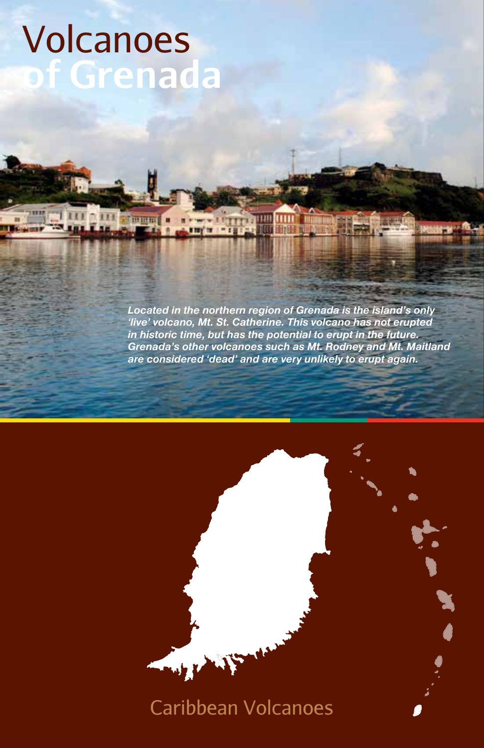# Volcanoes of Grenada

***Located in the northern region of Grenada is the island's only 'live' volcano, Mt. St. Catherine. This volcano has not erupted in historic time, but has the potential to erupt in the future. Grenada's other volcanoes such as Mt. Rodney and Mt. Maitland are considered 'dead' and are very unlikely to erupt again.***

Caribbean Volcanoes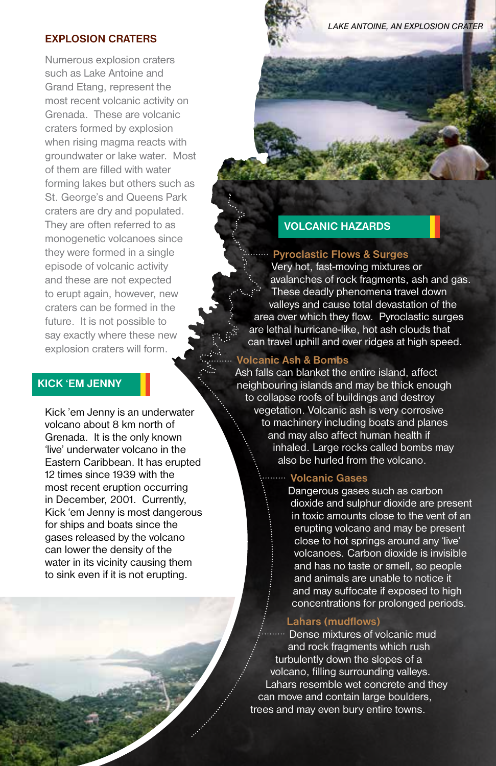## EXPLOSION CRATERS

Numerous explosion craters such as Lake Antoine and Grand Etang, represent the most recent volcanic activity on Grenada. These are volcanic craters formed by explosion when rising magma reacts with groundwater or lake water. Most of them are filled with water forming lakes but others such as St. George's and Queens Park craters are dry and populated. They are often referred to as monogenetic volcanoes since they were formed in a single episode of volcanic activity and these are not expected to erupt again, however, new craters can be formed in the future. It is not possible to say exactly where these new explosion craters will form.

LAKE ANTOINE, AN EXPLOSION CRATER

## KICK 'EM JENNY

Kick 'em Jenny is an underwater volcano about 8 km north of Grenada. It is the only known 'live' underwater volcano in the Eastern Caribbean. It has erupted 12 times since 1939 with the most recent eruption occurring in December, 2001. Currently, Kick 'em Jenny is most dangerous for ships and boats since the gases released by the volcano can lower the density of the water in its vicinity causing them to sink even if it is not erupting.

## VOLCANIC HAZARDS

### Pyroclastic Flows & Surges

Very hot, fast-moving mixtures or avalanches of rock fragments, ash and gas. These deadly phenomena travel down valleys and cause total devastation of the area over which they flow. Pyroclastic surges are lethal hurricane-like, hot ash clouds that can travel uphill and over ridges at high speed.

### Volcanic Ash & Bombs

Ash falls can blanket the entire island, affect neighbouring islands and may be thick enough to collapse roofs of buildings and destroy vegetation. Volcanic ash is very corrosive to machinery including boats and planes and may also affect human health if inhaled. Large rocks called bombs may also be hurled from the volcano.

### Volcanic Gases

Dangerous gases such as carbon dioxide and sulphur dioxide are present in toxic amounts close to the vent of an erupting volcano and may be present close to hot springs around any 'live' volcanoes. Carbon dioxide is invisible and has no taste or smell, so people and animals are unable to notice it and may suffocate if exposed to high concentrations for prolonged periods.

### Lahars (mudflows)

Dense mixtures of volcanic mud and rock fragments which rush turbulently down the slopes of a volcano, filling surrounding valleys. Lahars resemble wet concrete and they can move and contain large boulders, trees and may even bury entire towns.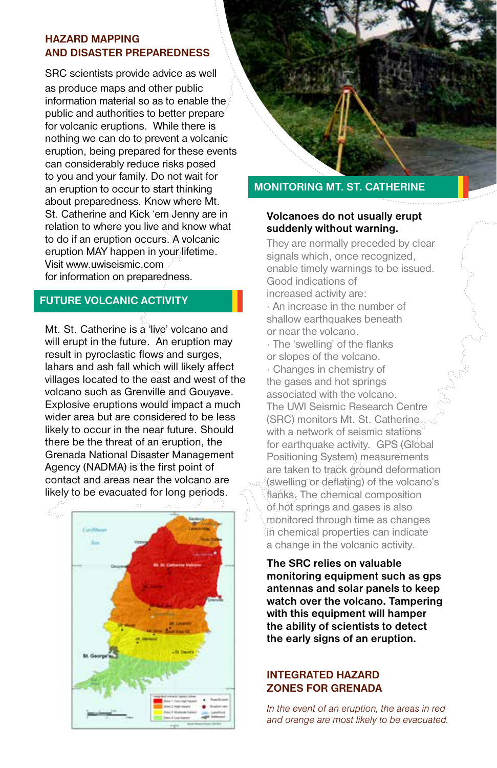## HAZARD MAPPING AND DISASTER PREPAREDNESS

SRC scientists provide advice as well as produce maps and other public information material so as to enable the public and authorities to better prepare for volcanic eruptions. While there is nothing we can do to prevent a volcanic eruption, being prepared for these events can considerably reduce risks posed to you and your family. Do not wait for an eruption to occur to start thinking about preparedness. Know where Mt. St. Catherine and Kick 'em Jenny are in relation to where you live and know what to do if an eruption occurs. A volcanic eruption MAY happen in your lifetime. Visit www.uwiseismic.com for information on preparedness.

## FUTURE VOLCANIC ACTIVITY

Mt. St. Catherine is a 'live' volcano and will erupt in the future. An eruption may result in pyroclastic flows and surges, lahars and ash fall which will likely affect villages located to the east and west of the volcano such as Grenville and Gouyave. Explosive eruptions would impact a much wider area but are considered to be less likely to occur in the near future. Should there be the threat of an eruption, the Grenada National Disaster Management Agency (NADMA) is the first point of contact and areas near the volcano are likely to be evacuated for long periods.

## MONITORING MT. ST. CATHERINE

**Volcanoes do not usually erupt suddenly without warning.**

They are normally preceded by clear signals which, once recognized, enable timely warnings to be issued. Good indications of increased activity are:

- An increase in the number of shallow earthquakes beneath or near the volcano.
- The 'swelling' of the flanks or slopes of the volcano.
- Changes in chemistry of the gases and hot springs associated with the volcano.

The UWI Seismic Research Centre (SRC) monitors Mt. St. Catherine with a network of seismic stations for earthquake activity. GPS (Global Positioning System) measurements are taken to track ground deformation (swelling or deflating) of the volcano's flanks. The chemical composition of hot springs and gases is also monitored through time as changes in chemical properties can indicate a change in the volcanic activity.

**The SRC relies on valuable monitoring equipment such as gps antennas and solar panels to keep watch over the volcano. Tampering with this equipment will hamper the ability of scientists to detect the early signs of an eruption.**

## INTEGRATED HAZARD ZONES FOR GRENADA

*In the event of an eruption, the areas in red and orange are most likely to be evacuated.*